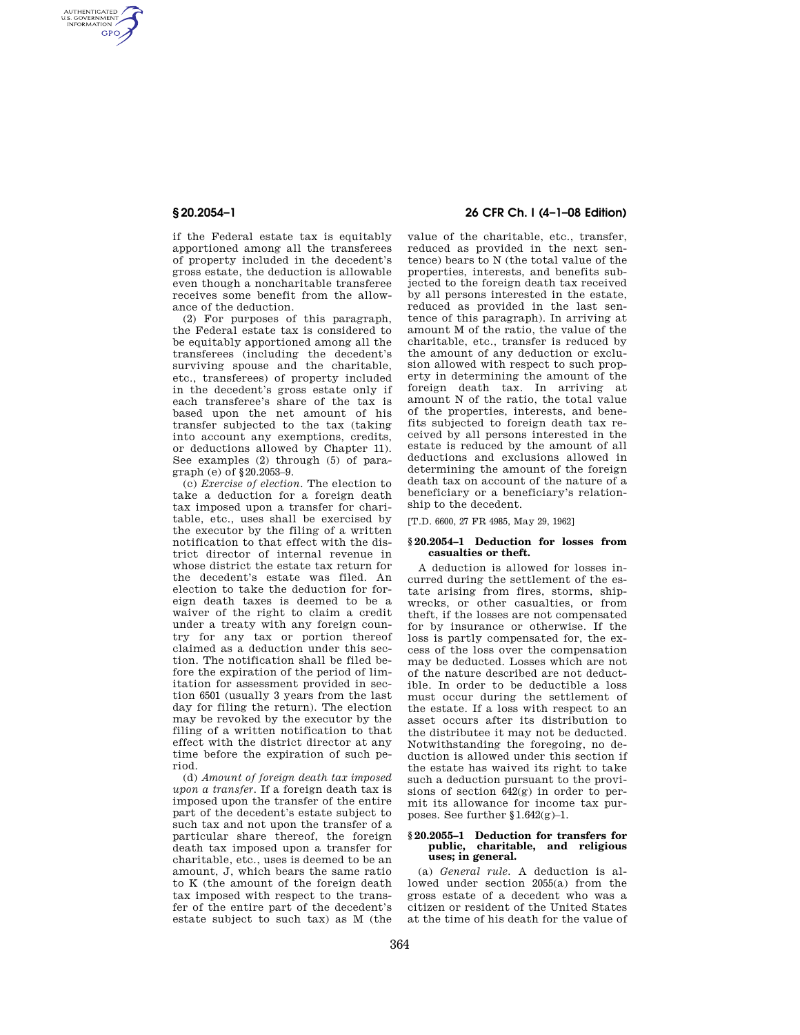if the Federal estate tax is equitably apportioned among all the transferees of property included in the decedent's gross estate, the deduction is allowable even though a noncharitable transferee receives some benefit from the allowance of the deduction.

(2) For purposes of this paragraph, the Federal estate tax is considered to be equitably apportioned among all the transferees (including the decedent's surviving spouse and the charitable, etc., transferees) of property included in the decedent's gross estate only if each transferee's share of the tax is based upon the net amount of his transfer subjected to the tax (taking into account any exemptions, credits, or deductions allowed by Chapter 11). See examples (2) through (5) of paragraph (e) of §20.2053–9.

(c) *Exercise of election.* The election to take a deduction for a foreign death tax imposed upon a transfer for charitable, etc., uses shall be exercised by the executor by the filing of a written notification to that effect with the district director of internal revenue in whose district the estate tax return for the decedent's estate was filed. An election to take the deduction for foreign death taxes is deemed to be a waiver of the right to claim a credit under a treaty with any foreign country for any tax or portion thereof claimed as a deduction under this section. The notification shall be filed before the expiration of the period of limitation for assessment provided in section 6501 (usually 3 years from the last day for filing the return). The election may be revoked by the executor by the filing of a written notification to that effect with the district director at any time before the expiration of such period.

(d) *Amount of foreign death tax imposed upon a transfer.* If a foreign death tax is imposed upon the transfer of the entire part of the decedent's estate subject to such tax and not upon the transfer of a particular share thereof, the foreign death tax imposed upon a transfer for charitable, etc., uses is deemed to be an amount, J, which bears the same ratio to K (the amount of the foreign death tax imposed with respect to the transfer of the entire part of the decedent's estate subject to such tax) as M (the value of the charitable, etc., transfer, reduced as provided in the next sentence) bears to N (the total value of the properties, interests, and benefits subjected to the foreign death tax received by all persons interested in the estate, reduced as provided in the last sentence of this paragraph). In arriving at amount M of the ratio, the value of the charitable, etc., transfer is reduced by the amount of any deduction or exclusion allowed with respect to such property in determining the amount of the foreign death tax. In arriving at amount N of the ratio, the total value of the properties, interests, and benefits subjected to foreign death tax received by all persons interested in the estate is reduced by the amount of all deductions and exclusions allowed in determining the amount of the foreign death tax on account of the nature of a beneficiary or a beneficiary's relationship to the decedent.

[T.D. 6600, 27 FR 4985, May 29, 1962]

### §20.2054–1 Deduction for losses from casualties or theft.

A deduction is allowed for losses incurred during the settlement of the estate arising from fires, storms, shipwrecks, or other casualties, or from theft, if the losses are not compensated for by insurance or otherwise. If the loss is partly compensated for, the excess of the loss over the compensation may be deducted. Losses which are not of the nature described are not deductible. In order to be deductible a loss must occur during the settlement of the estate. If a loss with respect to an asset occurs after its distribution to the distributee it may not be deducted. Notwithstanding the foregoing, no deduction is allowed under this section if the estate has waived its right to take such a deduction pursuant to the provisions of section 642(g) in order to permit its allowance for income tax purposes. See further §1.642(g)–1.

### §20.2055–1 Deduction for transfers for public, charitable, and religious uses; in general.

(a) *General rule.* A deduction is allowed under section 2055(a) from the gross estate of a decedent who was a citizen or resident of the United States at the time of his death for the value of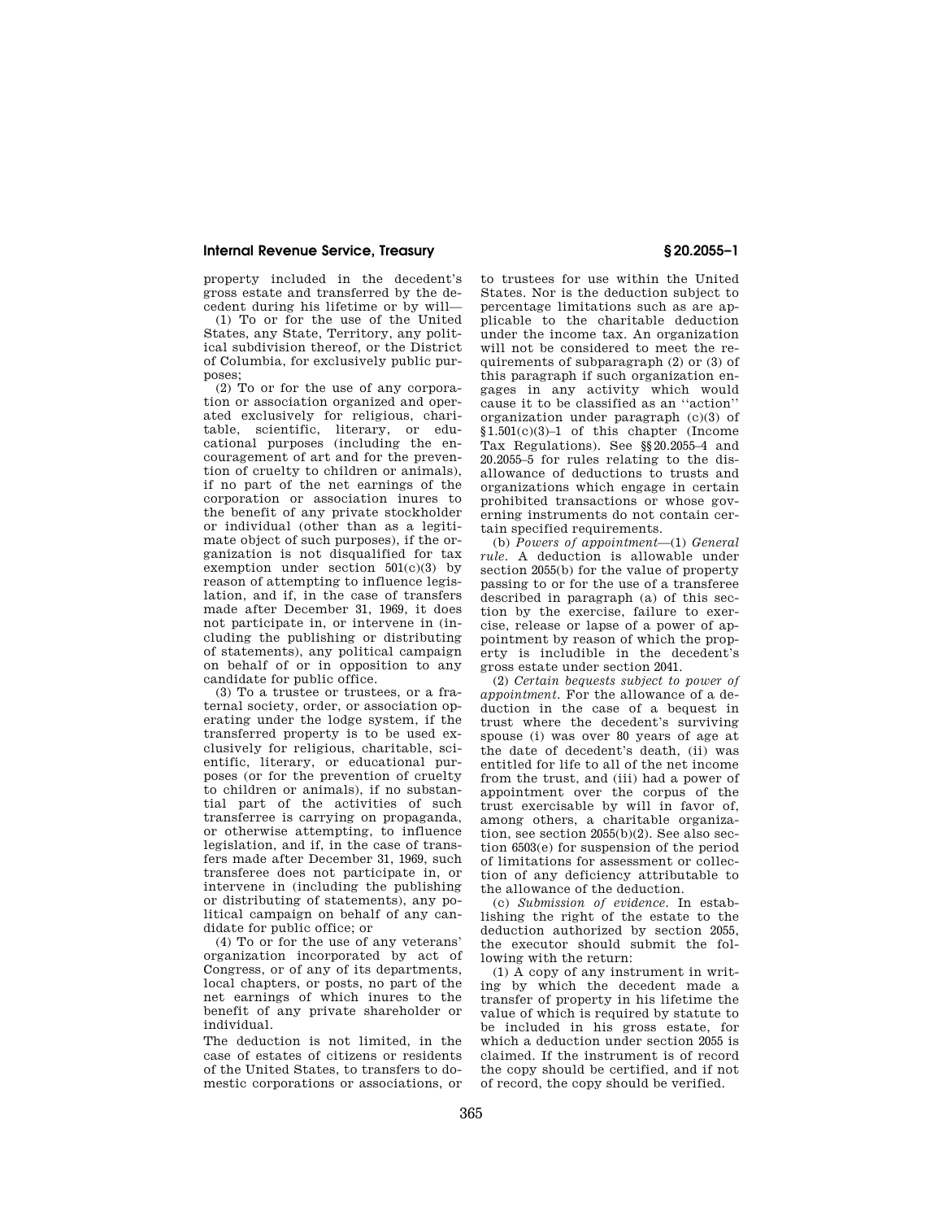property included in the decedent's gross estate and transferred by the decedent during his lifetime or by will—

(1) To or for the use of the United States, any State, Territory, any political subdivision thereof, or the District of Columbia, for exclusively public purposes;

(2) To or for the use of any corporation or association organized and operated exclusively for religious, charitable, scientific, literary, or educational purposes (including the encouragement of art and for the prevention of cruelty to children or animals), if no part of the net earnings of the corporation or association inures to the benefit of any private stockholder or individual (other than as a legitimate object of such purposes), if the organization is not disqualified for tax exemption under section 501(c)(3) by reason of attempting to influence legislation, and if, in the case of transfers made after December 31, 1969, it does not participate in, or intervene in (including the publishing or distributing of statements), any political campaign on behalf of or in opposition to any candidate for public office.

(3) To a trustee or trustees, or a fraternal society, order, or association operating under the lodge system, if the transferred property is to be used exclusively for religious, charitable, scientific, literary, or educational purposes (or for the prevention of cruelty to children or animals), if no substantial part of the activities of such transferee is carrying on propaganda, or otherwise attempting, to influence legislation, and if, in the case of transfers made after December 31, 1969, such transferee does not participate in, or intervene in (including the publishing or distributing of statements), any political campaign on behalf of any candidate for public office; or

(4) To or for the use of any veterans' organization incorporated by act of Congress, or of any of its departments, local chapters, or posts, no part of the net earnings of which inures to the benefit of any private shareholder or individual.

The deduction is not limited, in the case of estates of citizens or residents of the United States, to transfers to domestic corporations or associations, or to trustees for use within the United States. Nor is the deduction subject to percentage limitations such as are applicable to the charitable deduction under the income tax. An organization will not be considered to meet the requirements of subparagraph (2) or (3) of this paragraph if such organization engages in any activity which would cause it to be classified as an "action" organization under paragraph (c)(3) of §1.501(c)(3)–1 of this chapter (Income Tax Regulations). See §§20.2055–4 and 20.2055–5 for rules relating to the disallowance of deductions to trusts and organizations which engage in certain prohibited transactions or whose governing instruments do not contain certain specified requirements.

(b) *Powers of appointment*—(1) *General rule.* A deduction is allowable under section 2055(b) for the value of property passing to or for the use of a transferee described in paragraph (a) of this section by the exercise, failure to exercise, release or lapse of a power of appointment by reason of which the property is includible in the decedent's gross estate under section 2041.

(2) *Certain bequests subject to power of appointment.* For the allowance of a deduction in the case of a bequest in trust where the decedent's surviving spouse (i) was over 80 years of age at the date of decedent's death, (ii) was entitled for life to all of the net income from the trust, and (iii) had a power of appointment over the corpus of the trust exercisable by will in favor of, among others, a charitable organization, see section 2055(b)(2). See also section 6503(e) for suspension of the period of limitations for assessment or collection of any deficiency attributable to the allowance of the deduction.

(c) *Submission of evidence.* In establishing the right of the estate to the deduction authorized by section 2055, the executor should submit the following with the return:

(1) A copy of any instrument in writing by which the decedent made a transfer of property in his lifetime the value of which is required by statute to be included in his gross estate, for which a deduction under section 2055 is claimed. If the instrument is of record the copy should be certified, and if not of record, the copy should be verified.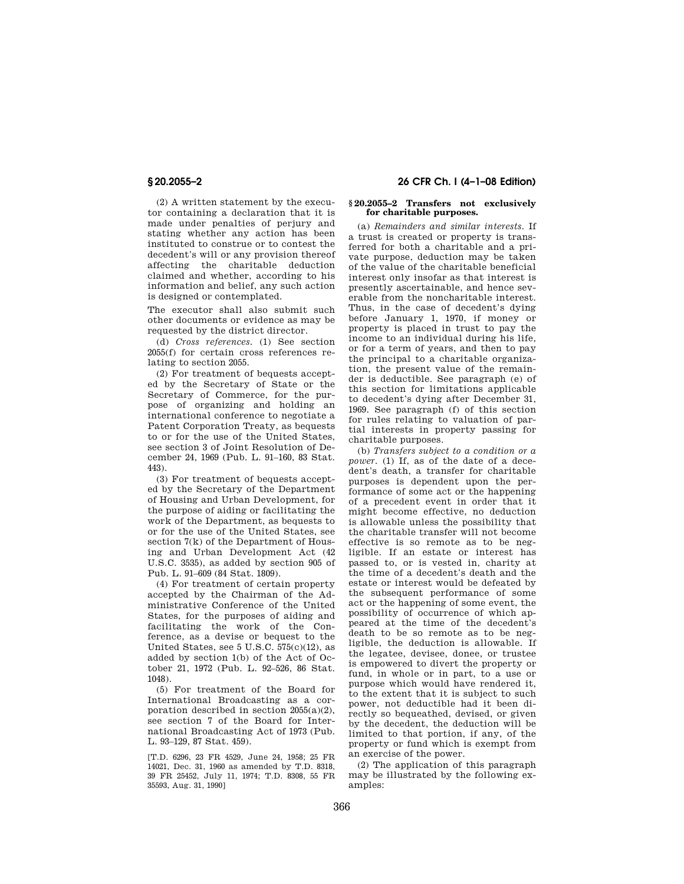(2) A written statement by the executor containing a declaration that it is made under penalties of perjury and stating whether any action has been instituted to construe or to contest the decedent's will or any provision thereof affecting the charitable deduction claimed and whether, according to his information and belief, any such action is designed or contemplated.

The executor shall also submit such other documents or evidence as may be requested by the district director.

(d) *Cross references.* (1) See section 2055(f) for certain cross references relating to section 2055.

(2) For treatment of bequests accepted by the Secretary of State or the Secretary of Commerce, for the purpose of organizing and holding an international conference to negotiate a Patent Corporation Treaty, as bequests to or for the use of the United States, see section 3 of Joint Resolution of December 24, 1969 (Pub. L. 91–160, 83 Stat. 443).

(3) For treatment of bequests accepted by the Secretary of the Department of Housing and Urban Development, for the purpose of aiding or facilitating the work of the Department, as bequests to or for the use of the United States, see section 7(k) of the Department of Housing and Urban Development Act (42 U.S.C. 3535), as added by section 905 of Pub. L. 91–609 (84 Stat. 1809).

(4) For treatment of certain property accepted by the Chairman of the Administrative Conference of the United States, for the purposes of aiding and facilitating the work of the Conference, as a devise or bequest to the United States, see 5 U.S.C. 575(c)(12), as added by section 1(b) of the Act of October 21, 1972 (Pub. L. 92–526, 86 Stat. 1048).

(5) For treatment of the Board for International Broadcasting as a corporation described in section 2055(a)(2), see section 7 of the Board for International Broadcasting Act of 1973 (Pub. L. 93–129, 87 Stat. 459).

[T.D. 6296, 23 FR 4529, June 24, 1958; 25 FR 14021, Dec. 31, 1960 as amended by T.D. 8318, 39 FR 25452, July 11, 1974; T.D. 8308, 55 FR 35593, Aug. 31, 1990]

### § 20.2055–2 Transfers not exclusively for charitable purposes.

(a) *Remainders and similar interests.* If a trust is created or property is transferred for both a charitable and a private purpose, deduction may be taken of the value of the charitable beneficial interest only insofar as that interest is presently ascertainable, and hence severable from the noncharitable interest. Thus, in the case of decedent's dying before January 1, 1970, if money or property is placed in trust to pay the income to an individual during his life, or for a term of years, and then to pay the principal to a charitable organization, the present value of the remainder is deductible. See paragraph (e) of this section for limitations applicable to decedent's dying after December 31, 1969. See paragraph (f) of this section for rules relating to valuation of partial interests in property passing for charitable purposes.

(b) *Transfers subject to a condition or a power.* (1) If, as of the date of a decedent's death, a transfer for charitable purposes is dependent upon the performance of some act or the happening of a precedent event in order that it might become effective, no deduction is allowable unless the possibility that the charitable transfer will not become effective is so remote as to be negligible. If an estate or interest has passed to, or is vested in, charity at the time of a decedent's death and the estate or interest would be defeated by the subsequent performance of some act or the happening of some event, the possibility of occurrence of which appeared at the time of the decedent's death to be so remote as to be negligible, the deduction is allowable. If the legatee, devisee, donee, or trustee is empowered to divert the property or fund, in whole or in part, to a use or purpose which would have rendered it, to the extent that it is subject to such power, not deductible had it been directly so bequeathed, devised, or given by the decedent, the deduction will be limited to that portion, if any, of the property or fund which is exempt from an exercise of the power.

(2) The application of this paragraph may be illustrated by the following examples: